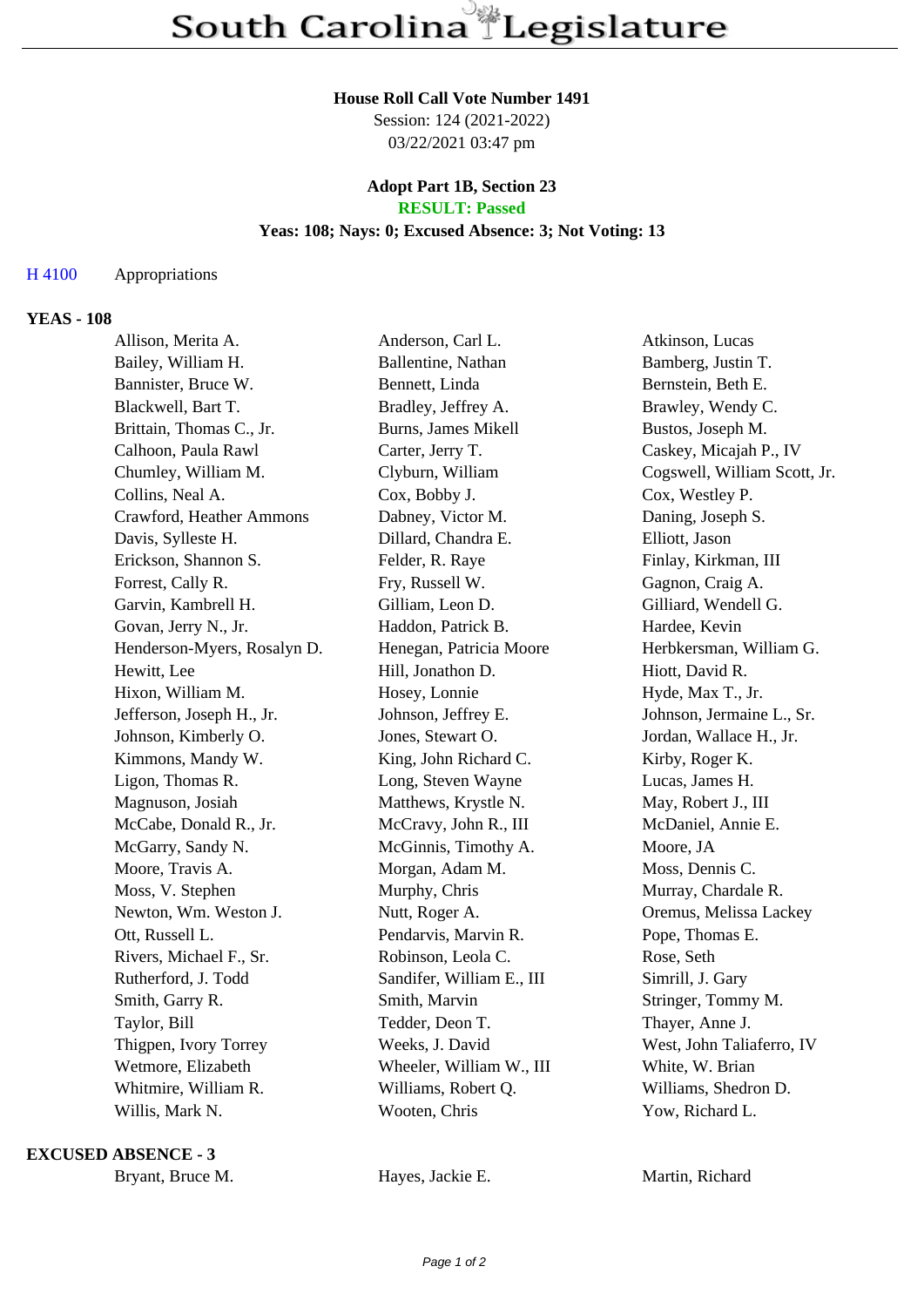# South Carolina Legislature

**House Roll Call Vote Number 1491**
Session: 124 (2021-2022)
03/22/2021 03:47 pm

**Adopt Part 1B, Section 23**
**RESULT: Passed**
**Yeas: 108; Nays: 0; Excused Absence: 3; Not Voting: 13**

H 4100 Appropriations

**YEAS - 108**

| | | |
|---|---|---|
| Allison, Merita A. | Anderson, Carl L. | Atkinson, Lucas |
| Bailey, William H. | Ballentine, Nathan | Bamberg, Justin T. |
| Bannister, Bruce W. | Bennett, Linda | Bernstein, Beth E. |
| Blackwell, Bart T. | Bradley, Jeffrey A. | Brawley, Wendy C. |
| Brittain, Thomas C., Jr. | Burns, James Mikell | Bustos, Joseph M. |
| Calhoon, Paula Rawl | Carter, Jerry T. | Caskey, Micajah P., IV |
| Chumley, William M. | Clyburn, William | Cogswell, William Scott, Jr. |
| Collins, Neal A. | Cox, Bobby J. | Cox, Westley P. |
| Crawford, Heather Ammons | Dabney, Victor M. | Daning, Joseph S. |
| Davis, Sylleste H. | Dillard, Chandra E. | Elliott, Jason |
| Erickson, Shannon S. | Felder, R. Raye | Finlay, Kirkman, III |
| Forrest, Cally R. | Fry, Russell W. | Gagnon, Craig A. |
| Garvin, Kambrell H. | Gilliam, Leon D. | Gilliard, Wendell G. |
| Govan, Jerry N., Jr. | Haddon, Patrick B. | Hardee, Kevin |
| Henderson-Myers, Rosalyn D. | Henegan, Patricia Moore | Herbkersman, William G. |
| Hewitt, Lee | Hill, Jonathon D. | Hiott, David R. |
| Hixon, William M. | Hosey, Lonnie | Hyde, Max T., Jr. |
| Jefferson, Joseph H., Jr. | Johnson, Jeffrey E. | Johnson, Jermaine L., Sr. |
| Johnson, Kimberly O. | Jones, Stewart O. | Jordan, Wallace H., Jr. |
| Kimmons, Mandy W. | King, John Richard C. | Kirby, Roger K. |
| Ligon, Thomas R. | Long, Steven Wayne | Lucas, James H. |
| Magnuson, Josiah | Matthews, Krystle N. | May, Robert J., III |
| McCabe, Donald R., Jr. | McCravy, John R., III | McDaniel, Annie E. |
| McGarry, Sandy N. | McGinnis, Timothy A. | Moore, JA |
| Moore, Travis A. | Morgan, Adam M. | Moss, Dennis C. |
| Moss, V. Stephen | Murphy, Chris | Murray, Chardale R. |
| Newton, Wm. Weston J. | Nutt, Roger A. | Oremus, Melissa Lackey |
| Ott, Russell L. | Pendarvis, Marvin R. | Pope, Thomas E. |
| Rivers, Michael F., Sr. | Robinson, Leola C. | Rose, Seth |
| Rutherford, J. Todd | Sandifer, William E., III | Simrill, J. Gary |
| Smith, Garry R. | Smith, Marvin | Stringer, Tommy M. |
| Taylor, Bill | Tedder, Deon T. | Thayer, Anne J. |
| Thigpen, Ivory Torrey | Weeks, J. David | West, John Taliaferro, IV |
| Wetmore, Elizabeth | Wheeler, William W., III | White, W. Brian |
| Whitmire, William R. | Williams, Robert Q. | Williams, Shedron D. |
| Willis, Mark N. | Wooten, Chris | Yow, Richard L. |

**EXCUSED ABSENCE - 3**

| | | |
|---|---|---|
| Bryant, Bruce M. | Hayes, Jackie E. | Martin, Richard |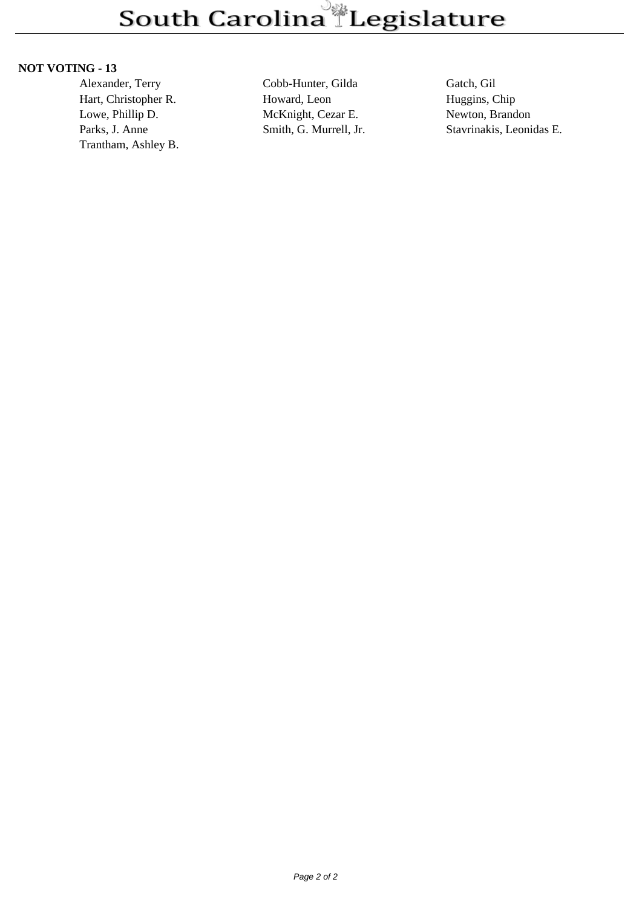**NOT VOTING - 13**

| | | |
|---|---|---|
| Alexander, Terry | Cobb-Hunter, Gilda | Gatch, Gil |
| Hart, Christopher R. | Howard, Leon | Huggins, Chip |
| Lowe, Phillip D. | McKnight, Cezar E. | Newton, Brandon |
| Parks, J. Anne | Smith, G. Murrell, Jr. | Stavrinakis, Leonidas E. |
| Trantham, Ashley B. | | |